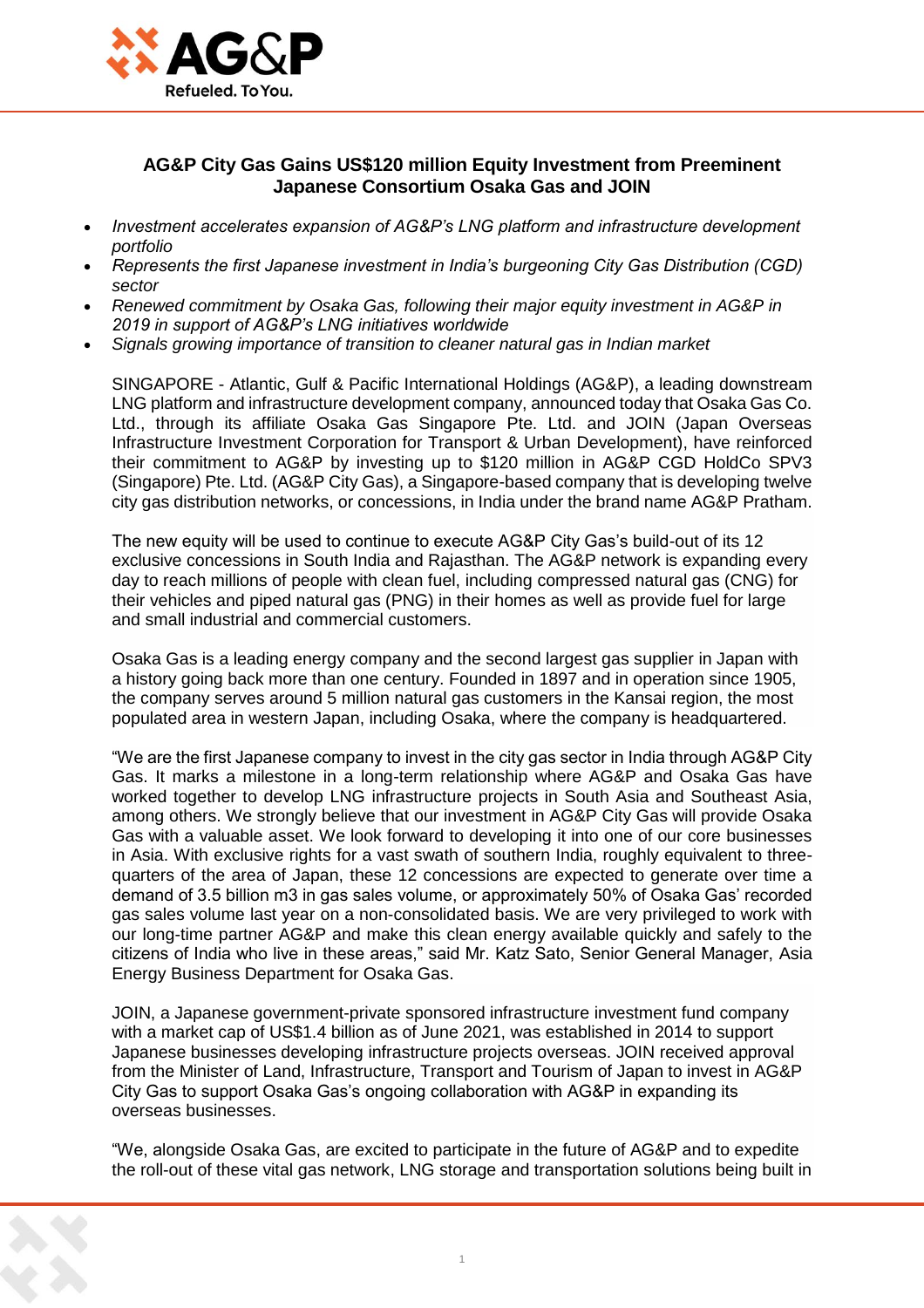**AG&P City Gas Gains US$120 million Equity Investment from Preeminent Japanese Consortium Osaka Gas and JOIN**

- *Investment accelerates expansion of AG&P's LNG platform and infrastructure development portfolio*
- *Represents the first Japanese investment in India's burgeoning City Gas Distribution (CGD) sector*
- *Renewed commitment by Osaka Gas, following their major equity investment in AG&P in 2019 in support of AG&P's LNG initiatives worldwide*
- *Signals growing importance of transition to cleaner natural gas in Indian market*

SINGAPORE - Atlantic, Gulf & Pacific International Holdings (AG&P), a leading downstream LNG platform and infrastructure development company, announced today that Osaka Gas Co. Ltd., through its affiliate Osaka Gas Singapore Pte. Ltd. and JOIN (Japan Overseas Infrastructure Investment Corporation for Transport & Urban Development), have reinforced their commitment to AG&P by investing up to $120 million in AG&P CGD HoldCo SPV3 (Singapore) Pte. Ltd. (AG&P City Gas), a Singapore-based company that is developing twelve city gas distribution networks, or concessions, in India under the brand name AG&P Pratham.

The new equity will be used to continue to execute AG&P City Gas's build-out of its 12 exclusive concessions in South India and Rajasthan. The AG&P network is expanding every day to reach millions of people with clean fuel, including compressed natural gas (CNG) for their vehicles and piped natural gas (PNG) in their homes as well as provide fuel for large and small industrial and commercial customers.

Osaka Gas is a leading energy company and the second largest gas supplier in Japan with a history going back more than one century. Founded in 1897 and in operation since 1905, the company serves around 5 million natural gas customers in the Kansai region, the most populated area in western Japan, including Osaka, where the company is headquartered.

"We are the first Japanese company to invest in the city gas sector in India through AG&P City Gas. It marks a milestone in a long-term relationship where AG&P and Osaka Gas have worked together to develop LNG infrastructure projects in South Asia and Southeast Asia, among others. We strongly believe that our investment in AG&P City Gas will provide Osaka Gas with a valuable asset. We look forward to developing it into one of our core businesses in Asia. With exclusive rights for a vast swath of southern India, roughly equivalent to three-quarters of the area of Japan, these 12 concessions are expected to generate over time a demand of 3.5 billion m3 in gas sales volume, or approximately 50% of Osaka Gas' recorded gas sales volume last year on a non-consolidated basis. We are very privileged to work with our long-time partner AG&P and make this clean energy available quickly and safely to the citizens of India who live in these areas," said Mr. Katz Sato, Senior General Manager, Asia Energy Business Department for Osaka Gas.

JOIN, a Japanese government-private sponsored infrastructure investment fund company with a market cap of US$1.4 billion as of June 2021, was established in 2014 to support Japanese businesses developing infrastructure projects overseas. JOIN received approval from the Minister of Land, Infrastructure, Transport and Tourism of Japan to invest in AG&P City Gas to support Osaka Gas's ongoing collaboration with AG&P in expanding its overseas businesses.

"We, alongside Osaka Gas, are excited to participate in the future of AG&P and to expedite the roll-out of these vital gas network, LNG storage and transportation solutions being built in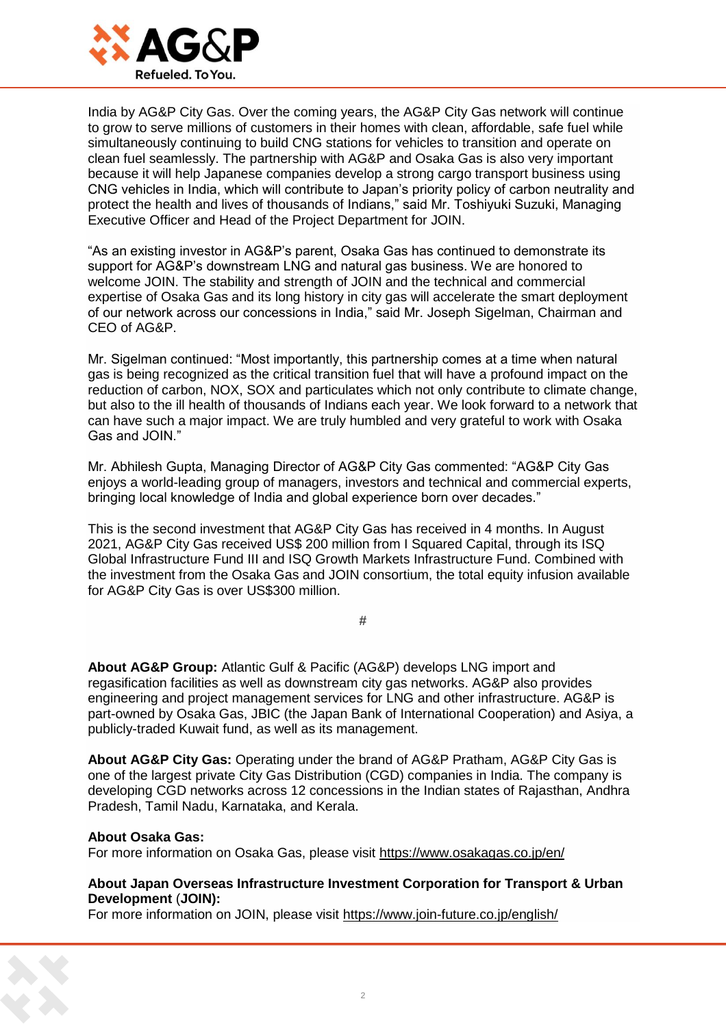India by AG&P City Gas. Over the coming years, the AG&P City Gas network will continue to grow to serve millions of customers in their homes with clean, affordable, safe fuel while simultaneously continuing to build CNG stations for vehicles to transition and operate on clean fuel seamlessly. The partnership with AG&P and Osaka Gas is also very important because it will help Japanese companies develop a strong cargo transport business using CNG vehicles in India, which will contribute to Japan's priority policy of carbon neutrality and protect the health and lives of thousands of Indians," said Mr. Toshiyuki Suzuki, Managing Executive Officer and Head of the Project Department for JOIN.

"As an existing investor in AG&P's parent, Osaka Gas has continued to demonstrate its support for AG&P's downstream LNG and natural gas business. We are honored to welcome JOIN. The stability and strength of JOIN and the technical and commercial expertise of Osaka Gas and its long history in city gas will accelerate the smart deployment of our network across our concessions in India," said Mr. Joseph Sigelman, Chairman and CEO of AG&P.

Mr. Sigelman continued: "Most importantly, this partnership comes at a time when natural gas is being recognized as the critical transition fuel that will have a profound impact on the reduction of carbon, NOX, SOX and particulates which not only contribute to climate change, but also to the ill health of thousands of Indians each year. We look forward to a network that can have such a major impact. We are truly humbled and very grateful to work with Osaka Gas and JOIN."

Mr. Abhilesh Gupta, Managing Director of AG&P City Gas commented: "AG&P City Gas enjoys a world-leading group of managers, investors and technical and commercial experts, bringing local knowledge of India and global experience born over decades."

This is the second investment that AG&P City Gas has received in 4 months. In August 2021, AG&P City Gas received US$ 200 million from I Squared Capital, through its ISQ Global Infrastructure Fund III and ISQ Growth Markets Infrastructure Fund. Combined with the investment from the Osaka Gas and JOIN consortium, the total equity infusion available for AG&P City Gas is over US$300 million.

#

**About AG&P Group:** Atlantic Gulf & Pacific (AG&P) develops LNG import and regasification facilities as well as downstream city gas networks. AG&P also provides engineering and project management services for LNG and other infrastructure. AG&P is part-owned by Osaka Gas, JBIC (the Japan Bank of International Cooperation) and Asiya, a publicly-traded Kuwait fund, as well as its management.

**About AG&P City Gas:** Operating under the brand of AG&P Pratham, AG&P City Gas is one of the largest private City Gas Distribution (CGD) companies in India. The company is developing CGD networks across 12 concessions in the Indian states of Rajasthan, Andhra Pradesh, Tamil Nadu, Karnataka, and Kerala.

**About Osaka Gas:**
For more information on Osaka Gas, please visit https://www.osakagas.co.jp/en/

**About Japan Overseas Infrastructure Investment Corporation for Transport & Urban Development (JOIN):**
For more information on JOIN, please visit https://www.join-future.co.jp/english/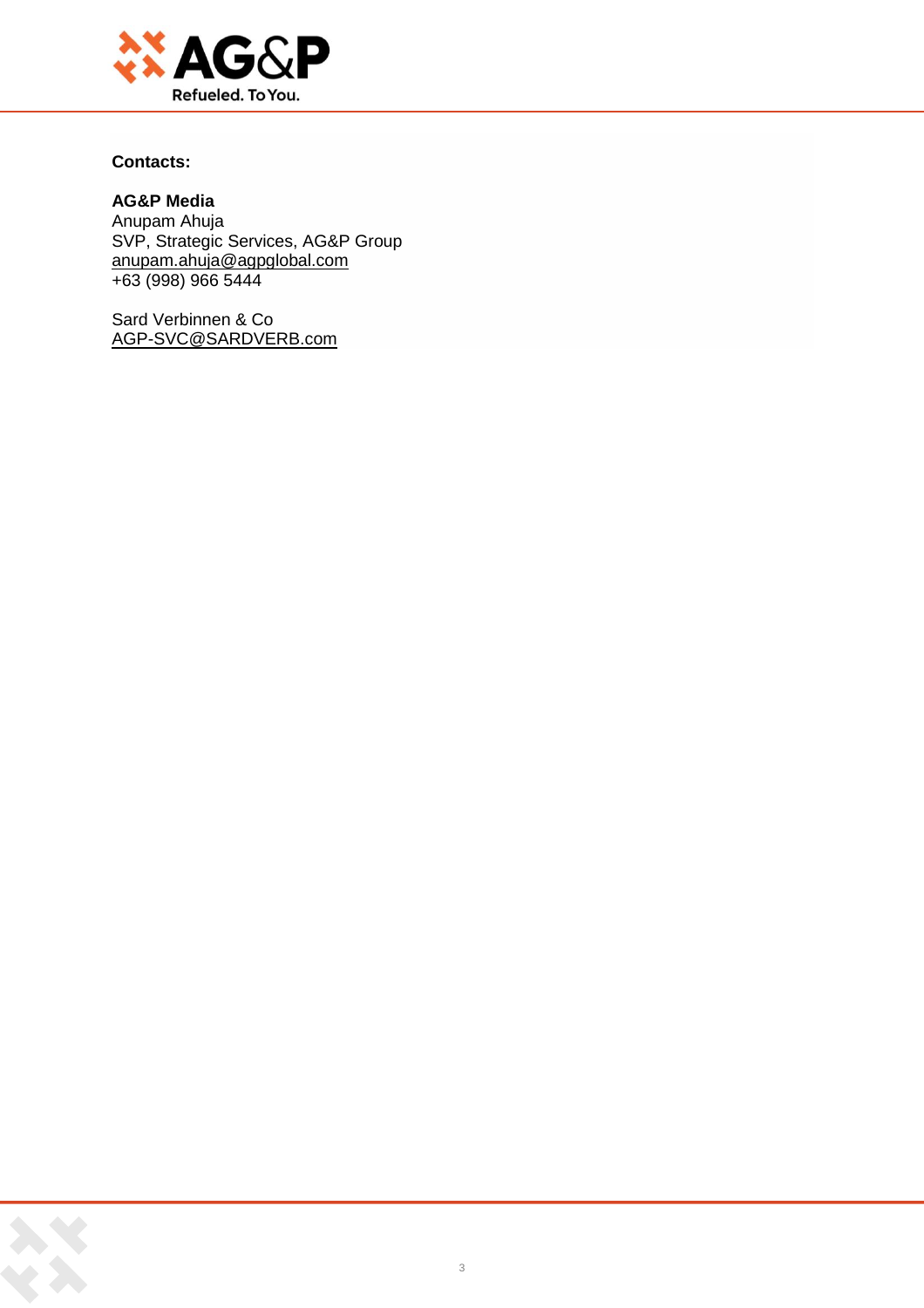**Contacts:**

**AG&P Media**
Anupam Ahuja
SVP, Strategic Services, AG&P Group
anupam.ahuja@agpglobal.com
+63 (998) 966 5444

Sard Verbinnen & Co
AGP-SVC@SARDVERB.com